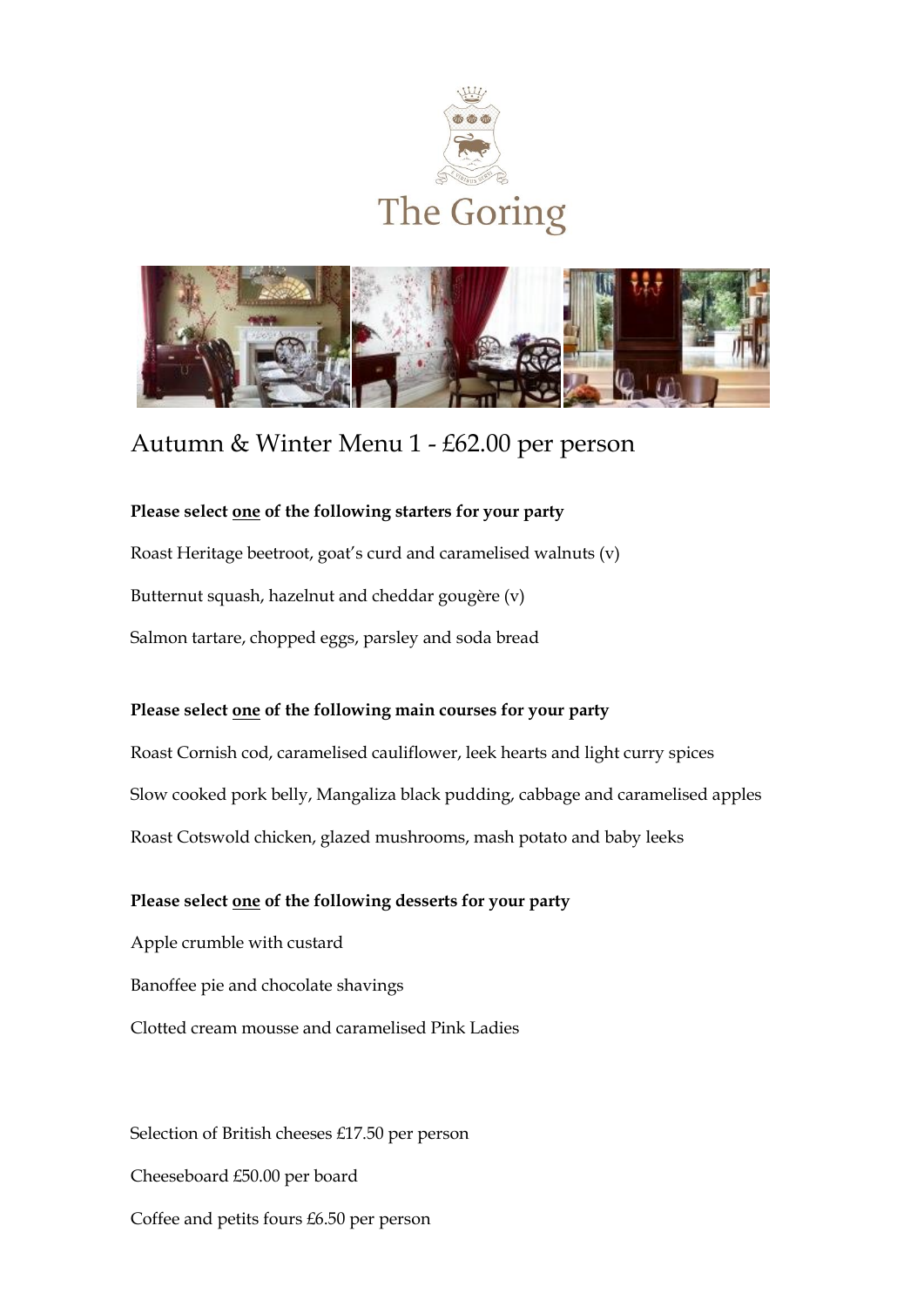# The Goring

## Autumn & Winter Menu 1 - £62.00 per person

**Please select one of the following starters for your party**

Roast Heritage beetroot, goat's curd and caramelised walnuts (v)

Butternut squash, hazelnut and cheddar gougère (v)

Salmon tartare, chopped eggs, parsley and soda bread

**Please select one of the following main courses for your party**

Roast Cornish cod, caramelised cauliflower, leek hearts and light curry spices

Slow cooked pork belly, Mangaliza black pudding, cabbage and caramelised apples

Roast Cotswold chicken, glazed mushrooms, mash potato and baby leeks

**Please select one of the following desserts for your party**

Apple crumble with custard

Banoffee pie and chocolate shavings

Clotted cream mousse and caramelised Pink Ladies

Selection of British cheeses £17.50 per person

Cheeseboard £50.00 per board

Coffee and petits fours £6.50 per person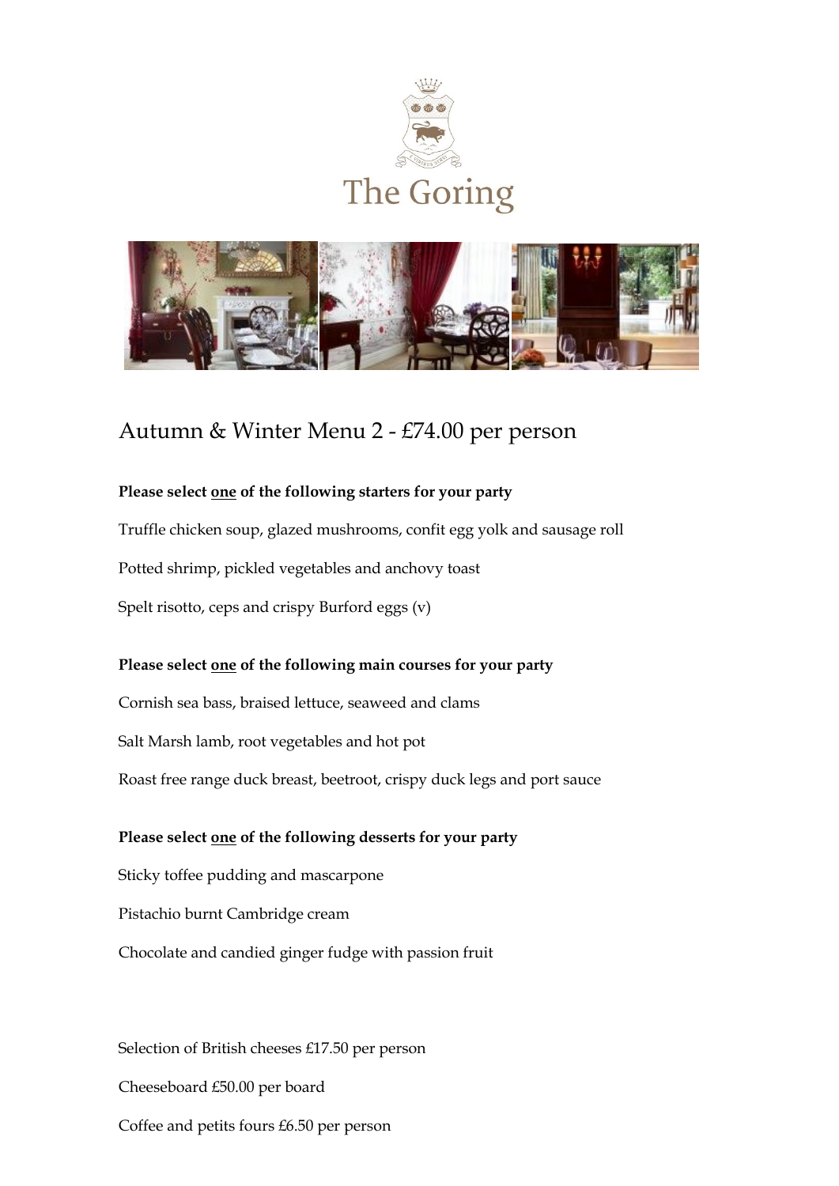# The Goring

## Autumn & Winter Menu 2 - £74.00 per person

**Please select <u>one</u> of the following starters for your party**

Truffle chicken soup, glazed mushrooms, confit egg yolk and sausage roll

Potted shrimp, pickled vegetables and anchovy toast

Spelt risotto, ceps and crispy Burford eggs (v)

**Please select <u>one</u> of the following main courses for your party**

Cornish sea bass, braised lettuce, seaweed and clams

Salt Marsh lamb, root vegetables and hot pot

Roast free range duck breast, beetroot, crispy duck legs and port sauce

**Please select <u>one</u> of the following desserts for your party**

Sticky toffee pudding and mascarpone

Pistachio burnt Cambridge cream

Chocolate and candied ginger fudge with passion fruit

Selection of British cheeses £17.50 per person

Cheeseboard £50.00 per board

Coffee and petits fours £6.50 per person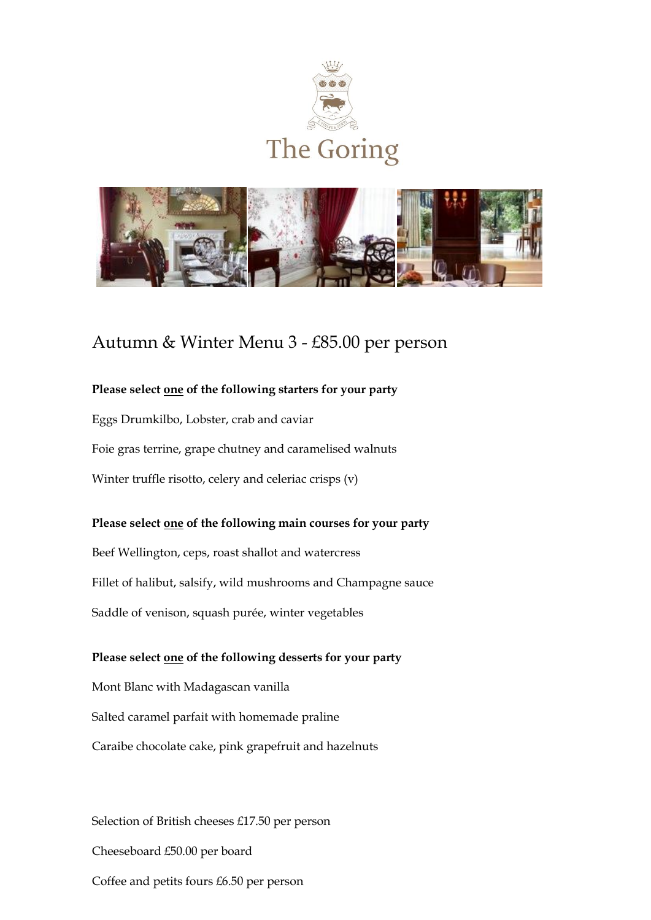# The Goring

## Autumn & Winter Menu 3 - £85.00 per person

**Please select one of the following starters for your party**

Eggs Drumkilbo, Lobster, crab and caviar

Foie gras terrine, grape chutney and caramelised walnuts

Winter truffle risotto, celery and celeriac crisps (v)

**Please select one of the following main courses for your party**

Beef Wellington, ceps, roast shallot and watercress

Fillet of halibut, salsify, wild mushrooms and Champagne sauce

Saddle of venison, squash purée, winter vegetables

**Please select one of the following desserts for your party**

Mont Blanc with Madagascan vanilla

Salted caramel parfait with homemade praline

Caraibe chocolate cake, pink grapefruit and hazelnuts

Selection of British cheeses £17.50 per person

Cheeseboard £50.00 per board

Coffee and petits fours £6.50 per person